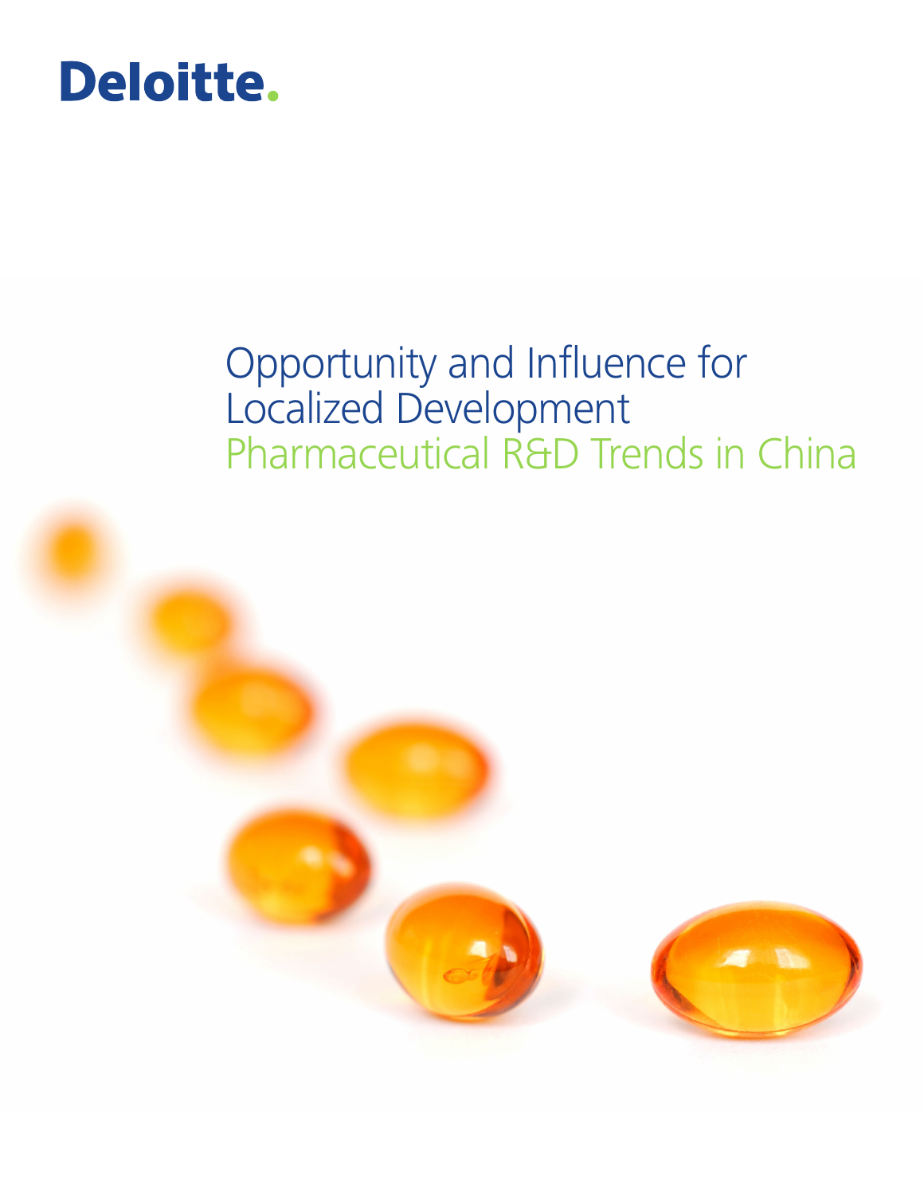Deloitte.

# Opportunity and Influence for Localized Development

## Pharmaceutical R&D Trends in China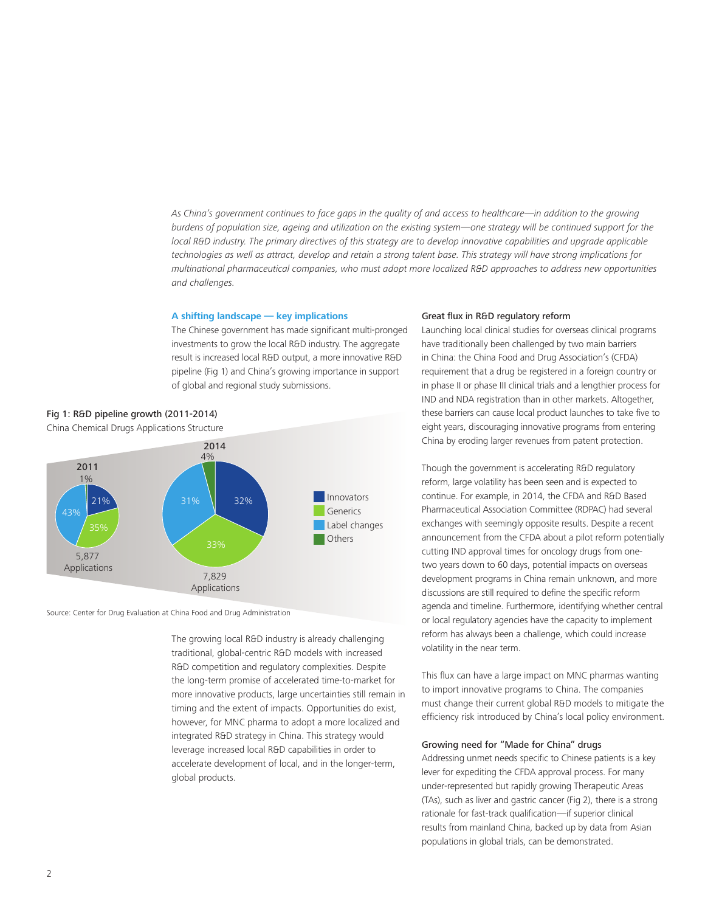*As China's government continues to face gaps in the quality of and access to healthcare—in addition to the growing burdens of population size, ageing and utilization on the existing system—one strategy will be continued support for the local R&D industry. The primary directives of this strategy are to develop innovative capabilities and upgrade applicable technologies as well as attract, develop and retain a strong talent base. This strategy will have strong implications for multinational pharmaceutical companies, who must adopt more localized R&D approaches to address new opportunities and challenges.*

## A shifting landscape — key implications

The Chinese government has made significant multi-pronged investments to grow the local R&D industry. The aggregate result is increased local R&D output, a more innovative R&D pipeline (Fig 1) and China's growing importance in support of global and regional study submissions.

**Fig 1: R&D pipeline growth (2011-2014)**

China Chemical Drugs Applications Structure

| | 2011 | 2014 |
|---|---|---|
| Innovators | 21% | 32% |
| Generics | 35% | 33% |
| Label changes | 43% | 31% |
| Others | 1% | 4% |
| Total | 5,877 Applications | 7,829 Applications |

Source: Center for Drug Evaluation at China Food and Drug Administration

The growing local R&D industry is already challenging traditional, global-centric R&D models with increased R&D competition and regulatory complexities. Despite the long-term promise of accelerated time-to-market for more innovative products, large uncertainties still remain in timing and the extent of impacts. Opportunities do exist, however, for MNC pharma to adopt a more localized and integrated R&D strategy in China. This strategy would leverage increased local R&D capabilities in order to accelerate development of local, and in the longer-term, global products.

### Great flux in R&D regulatory reform

Launching local clinical studies for overseas clinical programs have traditionally been challenged by two main barriers in China: the China Food and Drug Association's (CFDA) requirement that a drug be registered in a foreign country or in phase II or phase III clinical trials and a lengthier process for IND and NDA registration than in other markets. Altogether, these barriers can cause local product launches to take five to eight years, discouraging innovative programs from entering China by eroding larger revenues from patent protection.

Though the government is accelerating R&D regulatory reform, large volatility has been seen and is expected to continue. For example, in 2014, the CFDA and R&D Based Pharmaceutical Association Committee (RDPAC) had several exchanges with seemingly opposite results. Despite a recent announcement from the CFDA about a pilot reform potentially cutting IND approval times for oncology drugs from one-two years down to 60 days, potential impacts on overseas development programs in China remain unknown, and more discussions are still required to define the specific reform agenda and timeline. Furthermore, identifying whether central or local regulatory agencies have the capacity to implement reform has always been a challenge, which could increase volatility in the near term.

This flux can have a large impact on MNC pharmas wanting to import innovative programs to China. The companies must change their current global R&D models to mitigate the efficiency risk introduced by China's local policy environment.

### Growing need for "Made for China" drugs

Addressing unmet needs specific to Chinese patients is a key lever for expediting the CFDA approval process. For many under-represented but rapidly growing Therapeutic Areas (TAs), such as liver and gastric cancer (Fig 2), there is a strong rationale for fast-track qualification—if superior clinical results from mainland China, backed up by data from Asian populations in global trials, can be demonstrated.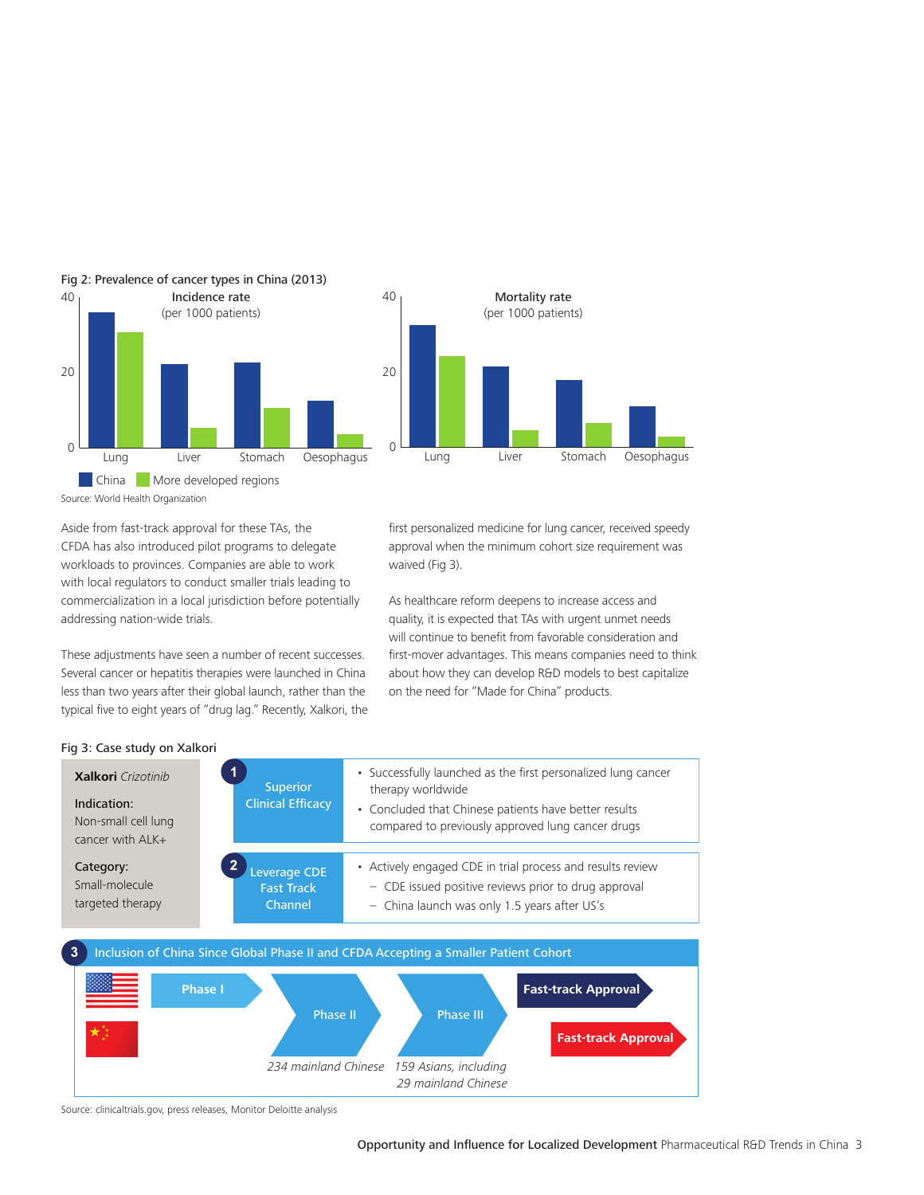Fig 2: Prevalence of cancer types in China (2013)

**Incidence rate** (per 1000 patients)

**Mortality rate** (per 1000 patients)

Lung, Liver, Stomach, Oesophagus

China | More developed regions

Source: World Health Organization

Aside from fast-track approval for these TAs, the CFDA has also introduced pilot programs to delegate workloads to provinces. Companies are able to work with local regulators to conduct smaller trials leading to commercialization in a local jurisdiction before potentially addressing nation-wide trials.

These adjustments have seen a number of recent successes. Several cancer or hepatitis therapies were launched in China less than two years after their global launch, rather than the typical five to eight years of "drug lag." Recently, Xalkori, the first personalized medicine for lung cancer, received speedy approval when the minimum cohort size requirement was waived (Fig 3).

As healthcare reform deepens to increase access and quality, it is expected that TAs with urgent unmet needs will continue to benefit from favorable consideration and first-mover advantages. This means companies need to think about how they can develop R&D models to best capitalize on the need for "Made for China" products.

Fig 3: Case study on Xalkori

**Xalkori** *Crizotinib*

Indication:
Non-small cell lung cancer with ALK+

Category:
Small-molecule targeted therapy

**1 Superior Clinical Efficacy**

- Successfully launched as the first personalized lung cancer therapy worldwide
- Concluded that Chinese patients have better results compared to previously approved lung cancer drugs

**2 Leverage CDE Fast Track Channel**

- Actively engaged CDE in trial process and results review
  - CDE issued positive reviews prior to drug approval
  - China launch was only 1.5 years after US's

**3 Inclusion of China Since Global Phase II and CFDA Accepting a Smaller Patient Cohort**

Phase I → Phase II → Phase III → Fast-track Approval (US) / Fast-track Approval (China)

Phase II: *234 mainland Chinese*

Phase III: *159 Asians, including 29 mainland Chinese*

Source: clinicaltrials.gov, press releases, Monitor Deloitte analysis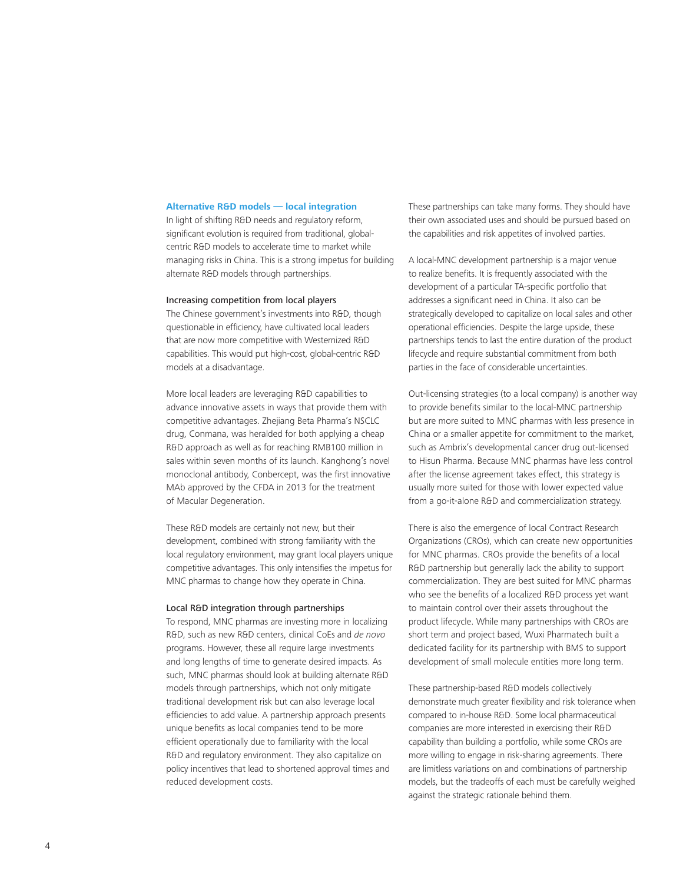## Alternative R&D models — local integration

In light of shifting R&D needs and regulatory reform, significant evolution is required from traditional, global-centric R&D models to accelerate time to market while managing risks in China. This is a strong impetus for building alternate R&D models through partnerships.

### Increasing competition from local players

The Chinese government's investments into R&D, though questionable in efficiency, have cultivated local leaders that are now more competitive with Westernized R&D capabilities. This would put high-cost, global-centric R&D models at a disadvantage.

More local leaders are leveraging R&D capabilities to advance innovative assets in ways that provide them with competitive advantages. Zhejiang Beta Pharma's NSCLC drug, Conmana, was heralded for both applying a cheap R&D approach as well as for reaching RMB100 million in sales within seven months of its launch. Kanghong's novel monoclonal antibody, Conbercept, was the first innovative MAb approved by the CFDA in 2013 for the treatment of Macular Degeneration.

These R&D models are certainly not new, but their development, combined with strong familiarity with the local regulatory environment, may grant local players unique competitive advantages. This only intensifies the impetus for MNC pharmas to change how they operate in China.

### Local R&D integration through partnerships

To respond, MNC pharmas are investing more in localizing R&D, such as new R&D centers, clinical CoEs and *de novo* programs. However, these all require large investments and long lengths of time to generate desired impacts. As such, MNC pharmas should look at building alternate R&D models through partnerships, which not only mitigate traditional development risk but can also leverage local efficiencies to add value. A partnership approach presents unique benefits as local companies tend to be more efficient operationally due to familiarity with the local R&D and regulatory environment. They also capitalize on policy incentives that lead to shortened approval times and reduced development costs.

These partnerships can take many forms. They should have their own associated uses and should be pursued based on the capabilities and risk appetites of involved parties.

A local-MNC development partnership is a major venue to realize benefits. It is frequently associated with the development of a particular TA-specific portfolio that addresses a significant need in China. It also can be strategically developed to capitalize on local sales and other operational efficiencies. Despite the large upside, these partnerships tends to last the entire duration of the product lifecycle and require substantial commitment from both parties in the face of considerable uncertainties.

Out-licensing strategies (to a local company) is another way to provide benefits similar to the local-MNC partnership but are more suited to MNC pharmas with less presence in China or a smaller appetite for commitment to the market, such as Ambrix's developmental cancer drug out-licensed to Hisun Pharma. Because MNC pharmas have less control after the license agreement takes effect, this strategy is usually more suited for those with lower expected value from a go-it-alone R&D and commercialization strategy.

There is also the emergence of local Contract Research Organizations (CROs), which can create new opportunities for MNC pharmas. CROs provide the benefits of a local R&D partnership but generally lack the ability to support commercialization. They are best suited for MNC pharmas who see the benefits of a localized R&D process yet want to maintain control over their assets throughout the product lifecycle. While many partnerships with CROs are short term and project based, Wuxi Pharmatech built a dedicated facility for its partnership with BMS to support development of small molecule entities more long term.

These partnership-based R&D models collectively demonstrate much greater flexibility and risk tolerance when compared to in-house R&D. Some local pharmaceutical companies are more interested in exercising their R&D capability than building a portfolio, while some CROs are more willing to engage in risk-sharing agreements. There are limitless variations on and combinations of partnership models, but the tradeoffs of each must be carefully weighed against the strategic rationale behind them.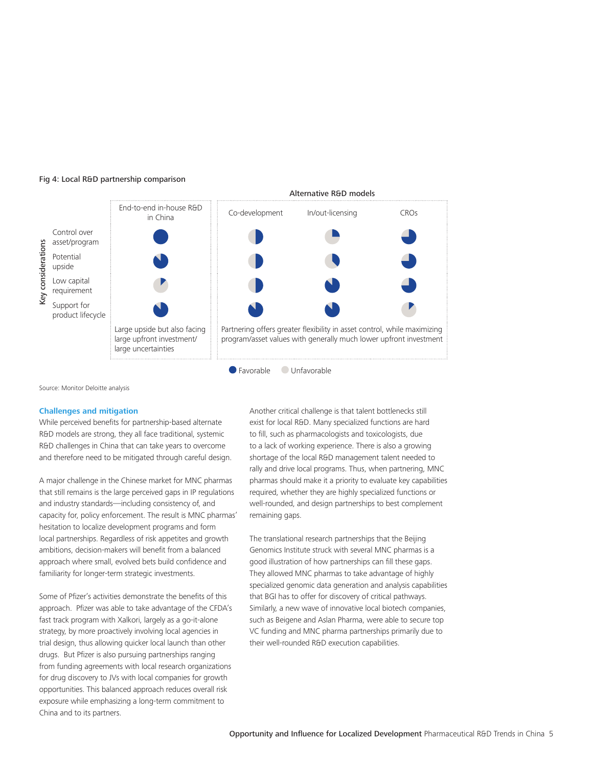Fig 4: Local R&D partnership comparison

| Key considerations | End-to-end in-house R&D in China | Alternative R&D models: Co-development | Alternative R&D models: In/out-licensing | Alternative R&D models: CROs |
|---|---|---|---|---|
| Control over asset/program | Full | Half | Quarter | Three-quarters |
| Potential upside | Mostly full | Half | Less than half | Three-quarters |
| Low capital requirement | Small | Half | Mostly full | Three-quarters |
| Support for product lifecycle | Mostly full | Mostly full | Mostly full | Small |
| | Large upside but also facing large upfront investment/ large uncertainties | Partnering offers greater flexibility in asset control, while maximizing program/asset values with generally much lower upfront investment | | |

Degree of favorability is shown on a scale from Unfavorable to Favorable.

Source: Monitor Deloitte analysis

## Challenges and mitigation

While perceived benefits for partnership-based alternate R&D models are strong, they all face traditional, systemic R&D challenges in China that can take years to overcome and therefore need to be mitigated through careful design.

A major challenge in the Chinese market for MNC pharmas that still remains is the large perceived gaps in IP regulations and industry standards—including consistency of, and capacity for, policy enforcement. The result is MNC pharmas' hesitation to localize development programs and form local partnerships. Regardless of risk appetites and growth ambitions, decision-makers will benefit from a balanced approach where small, evolved bets build confidence and familiarity for longer-term strategic investments.

Some of Pfizer's activities demonstrate the benefits of this approach. Pfizer was able to take advantage of the CFDA's fast track program with Xalkori, largely as a go-it-alone strategy, by more proactively involving local agencies in trial design, thus allowing quicker local launch than other drugs. But Pfizer is also pursuing partnerships ranging from funding agreements with local research organizations for drug discovery to JVs with local companies for growth opportunities. This balanced approach reduces overall risk exposure while emphasizing a long-term commitment to China and to its partners.

Another critical challenge is that talent bottlenecks still exist for local R&D. Many specialized functions are hard to fill, such as pharmacologists and toxicologists, due to a lack of working experience. There is also a growing shortage of the local R&D management talent needed to rally and drive local programs. Thus, when partnering, MNC pharmas should make it a priority to evaluate key capabilities required, whether they are highly specialized functions or well-rounded, and design partnerships to best complement remaining gaps.

The translational research partnerships that the Beijing Genomics Institute struck with several MNC pharmas is a good illustration of how partnerships can fill these gaps. They allowed MNC pharmas to take advantage of highly specialized genomic data generation and analysis capabilities that BGI has to offer for discovery of critical pathways. Similarly, a new wave of innovative local biotech companies, such as Beigene and Aslan Pharma, were able to secure top VC funding and MNC pharma partnerships primarily due to their well-rounded R&D execution capabilities.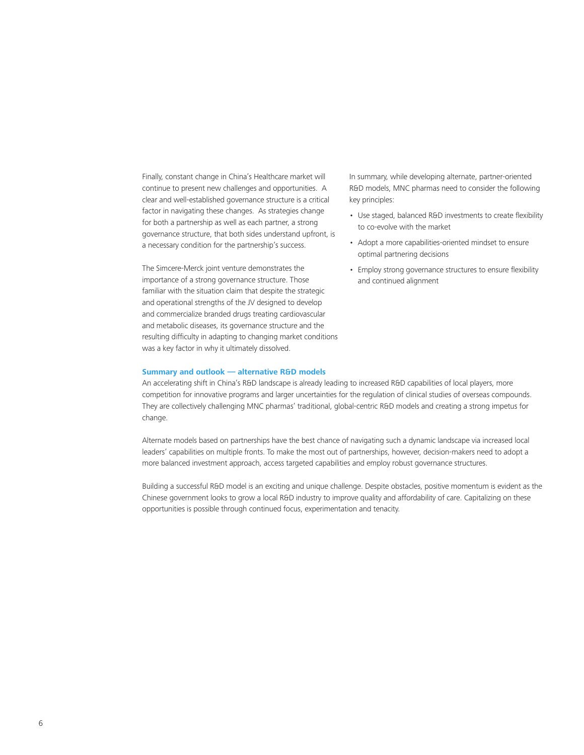Finally, constant change in China's Healthcare market will continue to present new challenges and opportunities. A clear and well-established governance structure is a critical factor in navigating these changes. As strategies change for both a partnership as well as each partner, a strong governance structure, that both sides understand upfront, is a necessary condition for the partnership's success.

The Simcere-Merck joint venture demonstrates the importance of a strong governance structure. Those familiar with the situation claim that despite the strategic and operational strengths of the JV designed to develop and commercialize branded drugs treating cardiovascular and metabolic diseases, its governance structure and the resulting difficulty in adapting to changing market conditions was a key factor in why it ultimately dissolved.

In summary, while developing alternate, partner-oriented R&D models, MNC pharmas need to consider the following key principles:

- Use staged, balanced R&D investments to create flexibility to co-evolve with the market
- Adopt a more capabilities-oriented mindset to ensure optimal partnering decisions
- Employ strong governance structures to ensure flexibility and continued alignment

### Summary and outlook — alternative R&D models

An accelerating shift in China's R&D landscape is already leading to increased R&D capabilities of local players, more competition for innovative programs and larger uncertainties for the regulation of clinical studies of overseas compounds. They are collectively challenging MNC pharmas' traditional, global-centric R&D models and creating a strong impetus for change.

Alternate models based on partnerships have the best chance of navigating such a dynamic landscape via increased local leaders' capabilities on multiple fronts. To make the most out of partnerships, however, decision-makers need to adopt a more balanced investment approach, access targeted capabilities and employ robust governance structures.

Building a successful R&D model is an exciting and unique challenge. Despite obstacles, positive momentum is evident as the Chinese government looks to grow a local R&D industry to improve quality and affordability of care. Capitalizing on these opportunities is possible through continued focus, experimentation and tenacity.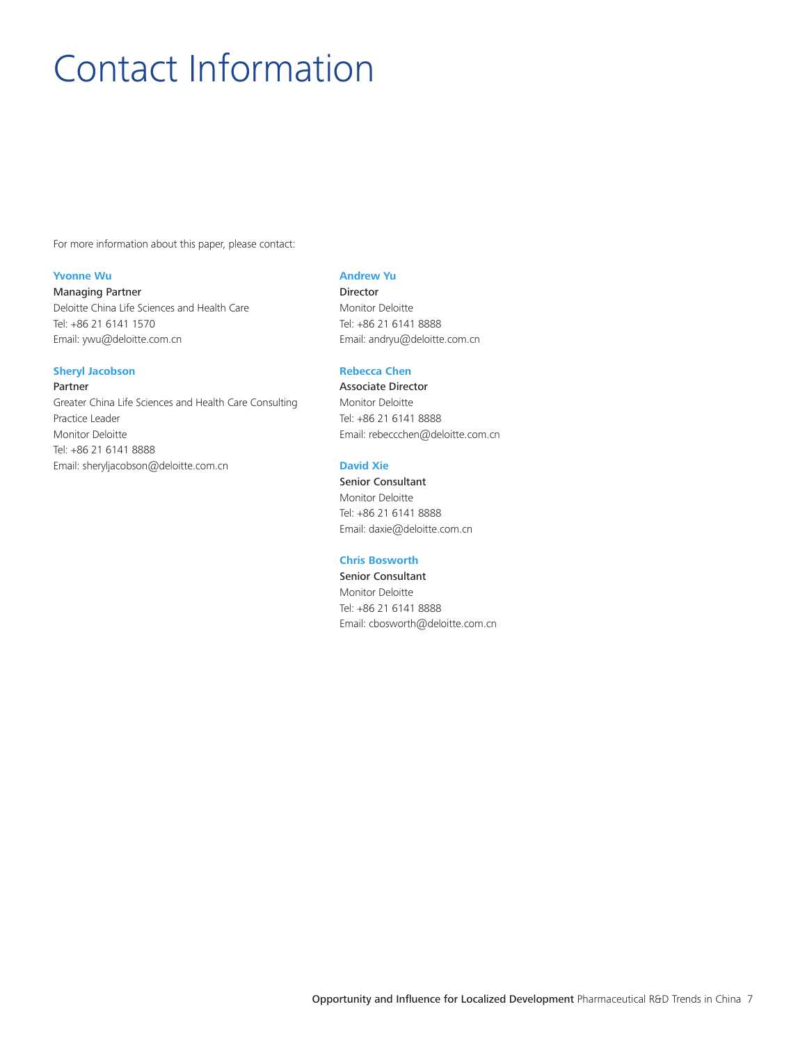# Contact Information

For more information about this paper, please contact:

**Yvonne Wu**
Managing Partner
Deloitte China Life Sciences and Health Care
Tel: +86 21 6141 1570
Email: ywu@deloitte.com.cn

**Sheryl Jacobson**
Partner
Greater China Life Sciences and Health Care Consulting Practice Leader
Monitor Deloitte
Tel: +86 21 6141 8888
Email: sheryljacobson@deloitte.com.cn

**Andrew Yu**
Director
Monitor Deloitte
Tel: +86 21 6141 8888
Email: andryu@deloitte.com.cn

**Rebecca Chen**
Associate Director
Monitor Deloitte
Tel: +86 21 6141 8888
Email: rebeccchen@deloitte.com.cn

**David Xie**
Senior Consultant
Monitor Deloitte
Tel: +86 21 6141 8888
Email: daxie@deloitte.com.cn

**Chris Bosworth**
Senior Consultant
Monitor Deloitte
Tel: +86 21 6141 8888
Email: cbosworth@deloitte.com.cn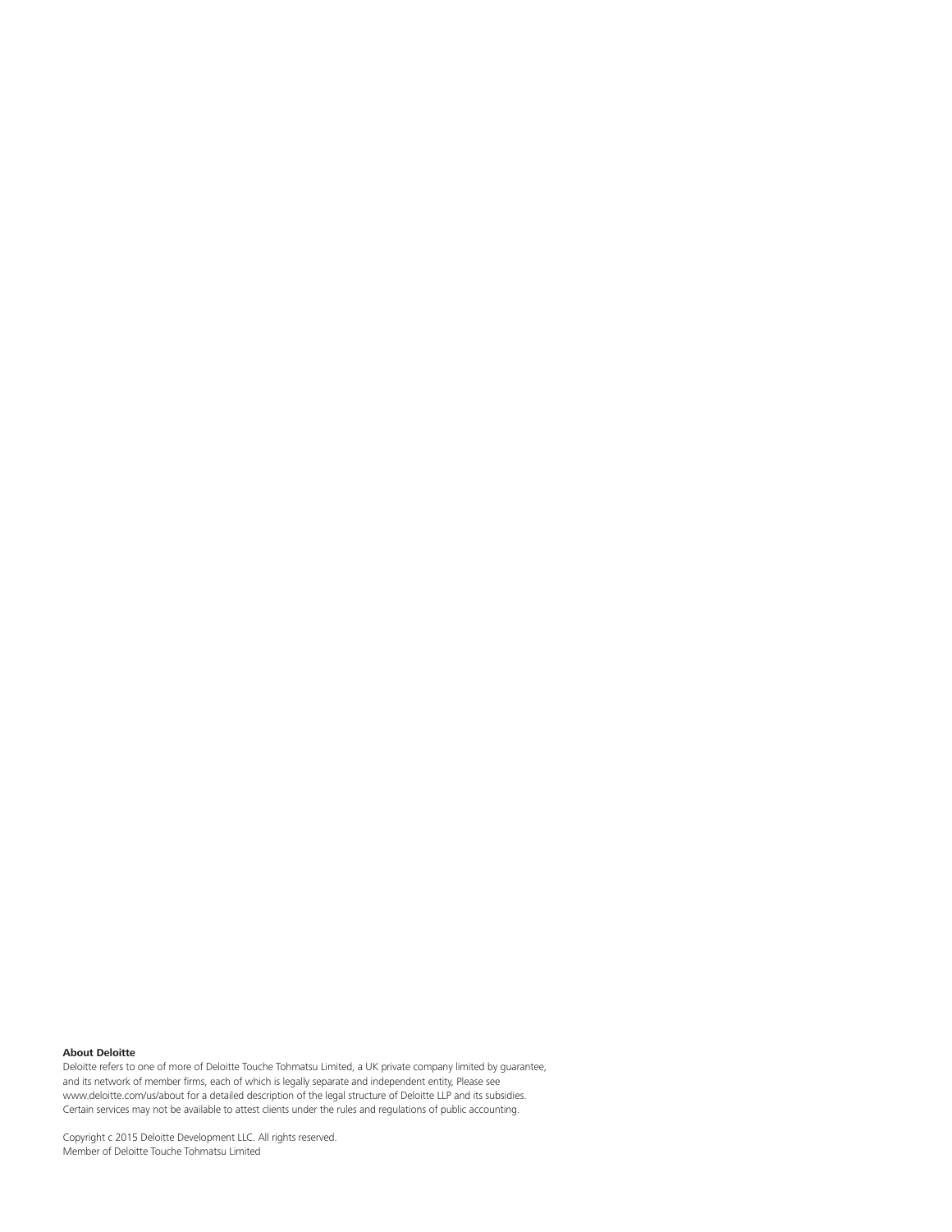**About Deloitte**

Deloitte refers to one of more of Deloitte Touche Tohmatsu Limited, a UK private company limited by guarantee, and its network of member firms, each of which is legally separate and independent entity, Please see www.deloitte.com/us/about for a detailed description of the legal structure of Deloitte LLP and its subsidies. Certain services may not be available to attest clients under the rules and regulations of public accounting.

Copyright c 2015 Deloitte Development LLC. All rights reserved.
Member of Deloitte Touche Tohmatsu Limited